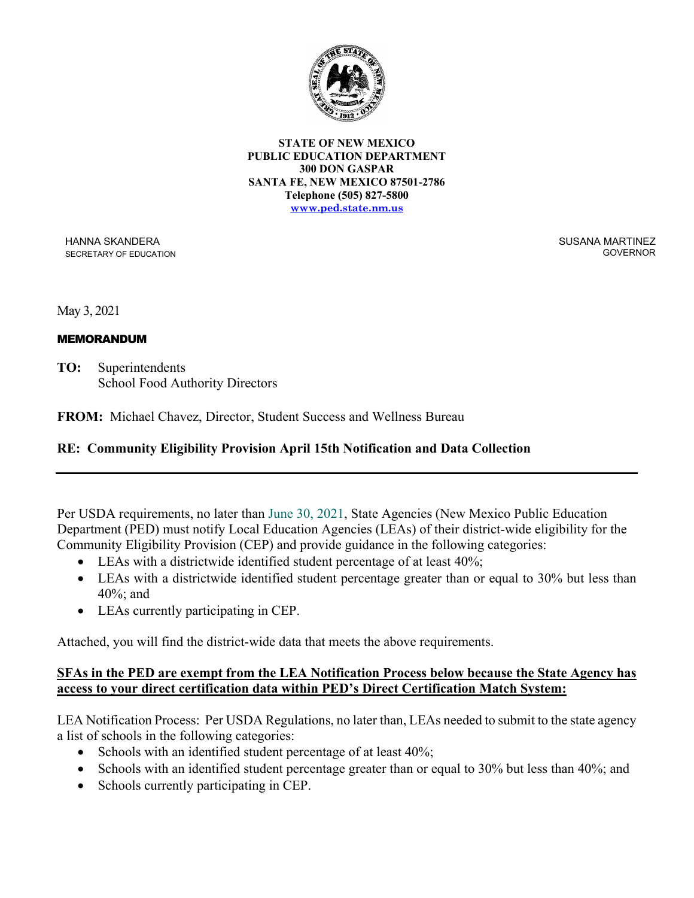**STATE OF NEW MEXICO**
**PUBLIC EDUCATION DEPARTMENT**
**300 DON GASPAR**
**SANTA FE, NEW MEXICO 87501-2786**
**Telephone (505) 827-5800**
**www.ped.state.nm.us**

HANNA SKANDERA
SECRETARY OF EDUCATION

SUSANA MARTINEZ
GOVERNOR

May 3, 2021

**MEMORANDUM**

**TO:** Superintendents
School Food Authority Directors

**FROM:** Michael Chavez, Director, Student Success and Wellness Bureau

**RE: Community Eligibility Provision April 15th Notification and Data Collection**

---

Per USDA requirements, no later than June 30, 2021, State Agencies (New Mexico Public Education Department (PED) must notify Local Education Agencies (LEAs) of their district-wide eligibility for the Community Eligibility Provision (CEP) and provide guidance in the following categories:

- LEAs with a districtwide identified student percentage of at least 40%;
- LEAs with a districtwide identified student percentage greater than or equal to 30% but less than 40%; and
- LEAs currently participating in CEP.

Attached, you will find the district-wide data that meets the above requirements.

**SFAs in the PED are exempt from the LEA Notification Process below because the State Agency has access to your direct certification data within PED's Direct Certification Match System:**

LEA Notification Process: Per USDA Regulations, no later than, LEAs needed to submit to the state agency a list of schools in the following categories:

- Schools with an identified student percentage of at least 40%;
- Schools with an identified student percentage greater than or equal to 30% but less than 40%; and
- Schools currently participating in CEP.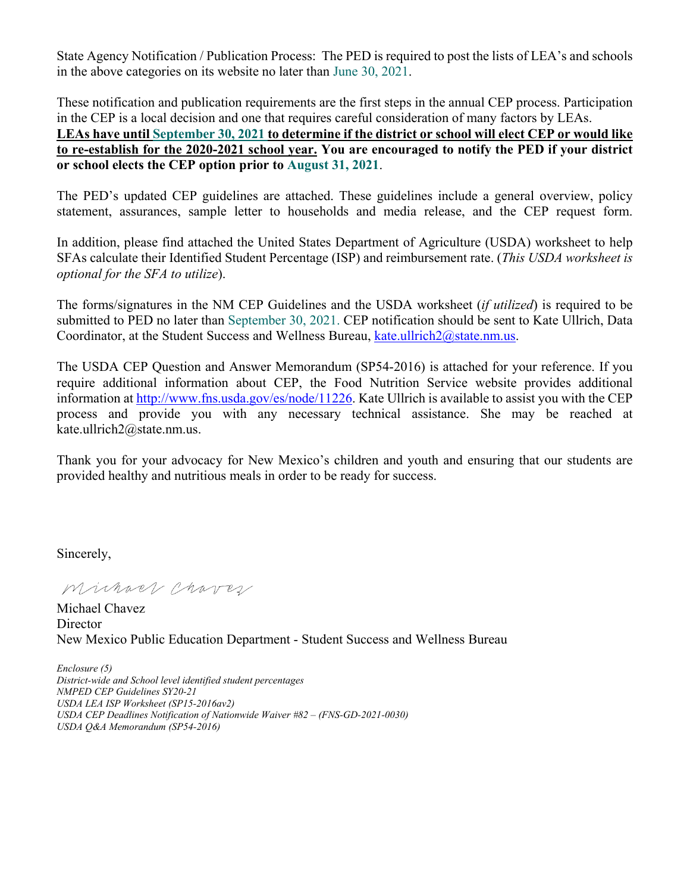State Agency Notification / Publication Process: The PED is required to post the lists of LEA's and schools in the above categories on its website no later than June 30, 2021.

These notification and publication requirements are the first steps in the annual CEP process. Participation in the CEP is a local decision and one that requires careful consideration of many factors by LEAs. **LEAs have until September 30, 2021 to determine if the district or school will elect CEP or would like to re-establish for the 2020-2021 school year. You are encouraged to notify the PED if your district or school elects the CEP option prior to August 31, 2021**.

The PED's updated CEP guidelines are attached. These guidelines include a general overview, policy statement, assurances, sample letter to households and media release, and the CEP request form.

In addition, please find attached the United States Department of Agriculture (USDA) worksheet to help SFAs calculate their Identified Student Percentage (ISP) and reimbursement rate. (*This USDA worksheet is optional for the SFA to utilize*).

The forms/signatures in the NM CEP Guidelines and the USDA worksheet (*if utilized*) is required to be submitted to PED no later than September 30, 2021. CEP notification should be sent to Kate Ullrich, Data Coordinator, at the Student Success and Wellness Bureau, kate.ullrich2@state.nm.us.

The USDA CEP Question and Answer Memorandum (SP54-2016) is attached for your reference. If you require additional information about CEP, the Food Nutrition Service website provides additional information at http://www.fns.usda.gov/es/node/11226. Kate Ullrich is available to assist you with the CEP process and provide you with any necessary technical assistance. She may be reached at kate.ullrich2@state.nm.us.

Thank you for your advocacy for New Mexico's children and youth and ensuring that our students are provided healthy and nutritious meals in order to be ready for success.

Sincerely,

Michael Chavez

Michael Chavez
Director
New Mexico Public Education Department - Student Success and Wellness Bureau

*Enclosure (5)*
*District-wide and School level identified student percentages*
*NMPED CEP Guidelines SY20-21*
*USDA LEA ISP Worksheet (SP15-2016av2)*
*USDA CEP Deadlines Notification of Nationwide Waiver #82 – (FNS-GD-2021-0030)*
*USDA Q&A Memorandum (SP54-2016)*